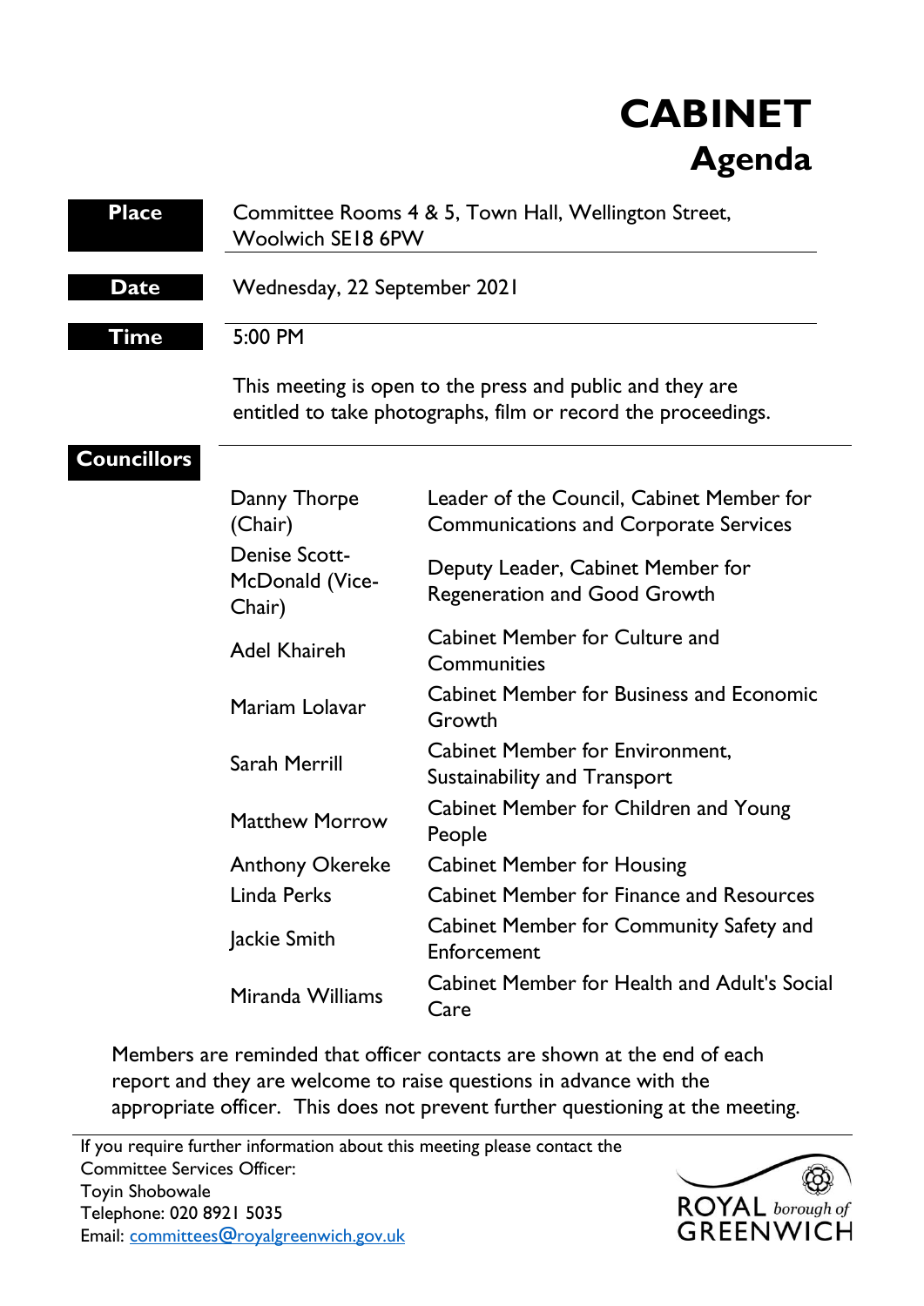# CABINET
## Agenda

| | |
|---|---|
| **Place** | Committee Rooms 4 & 5, Town Hall, Wellington Street, Woolwich SE18 6PW |
| **Date** | Wednesday, 22 September 2021 |
| **Time** | 5:00 PM |

This meeting is open to the press and public and they are entitled to take photographs, film or record the proceedings.

**Councillors**

| | |
|---|---|
| Danny Thorpe (Chair) | Leader of the Council, Cabinet Member for Communications and Corporate Services |
| Denise Scott-McDonald (Vice-Chair) | Deputy Leader, Cabinet Member for Regeneration and Good Growth |
| Adel Khaireh | Cabinet Member for Culture and Communities |
| Mariam Lolavar | Cabinet Member for Business and Economic Growth |
| Sarah Merrill | Cabinet Member for Environment, Sustainability and Transport |
| Matthew Morrow | Cabinet Member for Children and Young People |
| Anthony Okereke | Cabinet Member for Housing |
| Linda Perks | Cabinet Member for Finance and Resources |
| Jackie Smith | Cabinet Member for Community Safety and Enforcement |
| Miranda Williams | Cabinet Member for Health and Adult's Social Care |

Members are reminded that officer contacts are shown at the end of each report and they are welcome to raise questions in advance with the appropriate officer. This does not prevent further questioning at the meeting.

If you require further information about this meeting please contact the Committee Services Officer:
Toyin Shobowale
Telephone: 020 8921 5035
Email: committees@royalgreenwich.gov.uk

ROYAL *borough of* GREENWICH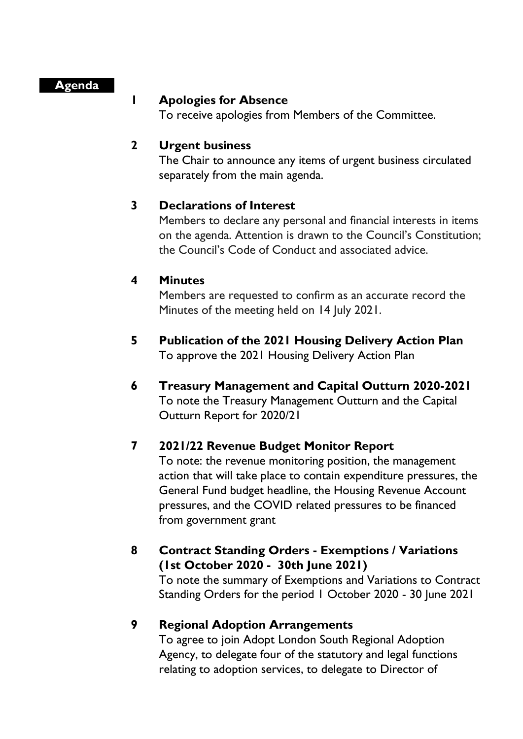## Agenda

**1 Apologies for Absence**

To receive apologies from Members of the Committee.

**2 Urgent business**

The Chair to announce any items of urgent business circulated separately from the main agenda.

**3 Declarations of Interest**

Members to declare any personal and financial interests in items on the agenda. Attention is drawn to the Council's Constitution; the Council's Code of Conduct and associated advice.

**4 Minutes**

Members are requested to confirm as an accurate record the Minutes of the meeting held on 14 July 2021.

**5 Publication of the 2021 Housing Delivery Action Plan**

To approve the 2021 Housing Delivery Action Plan

**6 Treasury Management and Capital Outturn 2020-2021**

To note the Treasury Management Outturn and the Capital Outturn Report for 2020/21

**7 2021/22 Revenue Budget Monitor Report**

To note: the revenue monitoring position, the management action that will take place to contain expenditure pressures, the General Fund budget headline, the Housing Revenue Account pressures, and the COVID related pressures to be financed from government grant

**8 Contract Standing Orders - Exemptions / Variations (1st October 2020 - 30th June 2021)**

To note the summary of Exemptions and Variations to Contract Standing Orders for the period 1 October 2020 - 30 June 2021

**9 Regional Adoption Arrangements**

To agree to join Adopt London South Regional Adoption Agency, to delegate four of the statutory and legal functions relating to adoption services, to delegate to Director of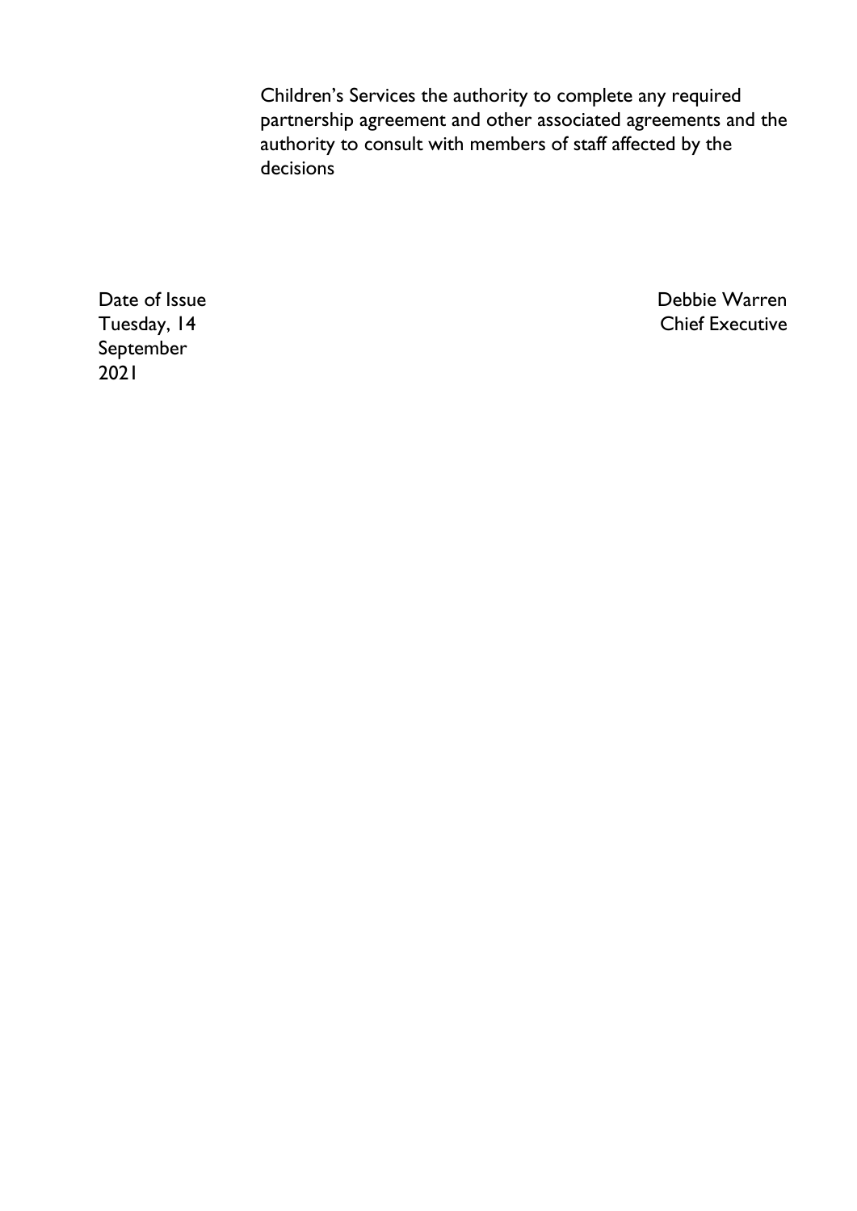Children's Services the authority to complete any required partnership agreement and other associated agreements and the authority to consult with members of staff affected by the decisions

Date of Issue
Tuesday, 14 September 2021

Debbie Warren
Chief Executive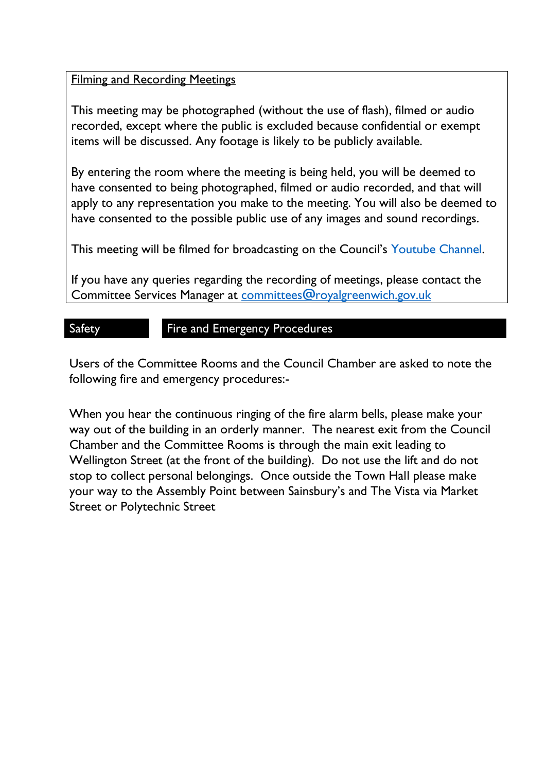## Filming and Recording Meetings

This meeting may be photographed (without the use of flash), filmed or audio recorded, except where the public is excluded because confidential or exempt items will be discussed. Any footage is likely to be publicly available.

By entering the room where the meeting is being held, you will be deemed to have consented to being photographed, filmed or audio recorded, and that will apply to any representation you make to the meeting. You will also be deemed to have consented to the possible public use of any images and sound recordings.

This meeting will be filmed for broadcasting on the Council's Youtube Channel.

If you have any queries regarding the recording of meetings, please contact the Committee Services Manager at committees@royalgreenwich.gov.uk

## Safety — Fire and Emergency Procedures

Users of the Committee Rooms and the Council Chamber are asked to note the following fire and emergency procedures:-

When you hear the continuous ringing of the fire alarm bells, please make your way out of the building in an orderly manner. The nearest exit from the Council Chamber and the Committee Rooms is through the main exit leading to Wellington Street (at the front of the building). Do not use the lift and do not stop to collect personal belongings. Once outside the Town Hall please make your way to the Assembly Point between Sainsbury's and The Vista via Market Street or Polytechnic Street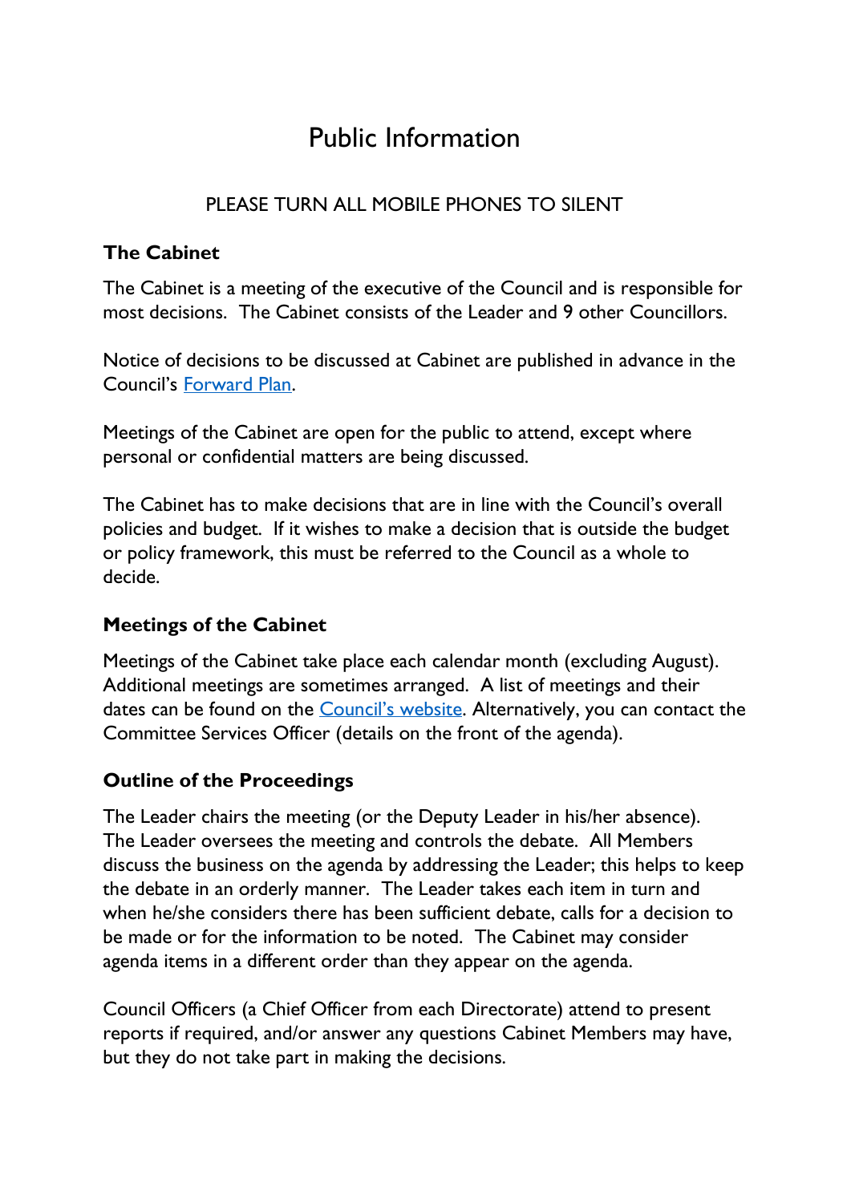# Public Information

PLEASE TURN ALL MOBILE PHONES TO SILENT

**The Cabinet**

The Cabinet is a meeting of the executive of the Council and is responsible for most decisions. The Cabinet consists of the Leader and 9 other Councillors.

Notice of decisions to be discussed at Cabinet are published in advance in the Council's Forward Plan.

Meetings of the Cabinet are open for the public to attend, except where personal or confidential matters are being discussed.

The Cabinet has to make decisions that are in line with the Council's overall policies and budget. If it wishes to make a decision that is outside the budget or policy framework, this must be referred to the Council as a whole to decide.

**Meetings of the Cabinet**

Meetings of the Cabinet take place each calendar month (excluding August). Additional meetings are sometimes arranged. A list of meetings and their dates can be found on the Council's website. Alternatively, you can contact the Committee Services Officer (details on the front of the agenda).

**Outline of the Proceedings**

The Leader chairs the meeting (or the Deputy Leader in his/her absence). The Leader oversees the meeting and controls the debate. All Members discuss the business on the agenda by addressing the Leader; this helps to keep the debate in an orderly manner. The Leader takes each item in turn and when he/she considers there has been sufficient debate, calls for a decision to be made or for the information to be noted. The Cabinet may consider agenda items in a different order than they appear on the agenda.

Council Officers (a Chief Officer from each Directorate) attend to present reports if required, and/or answer any questions Cabinet Members may have, but they do not take part in making the decisions.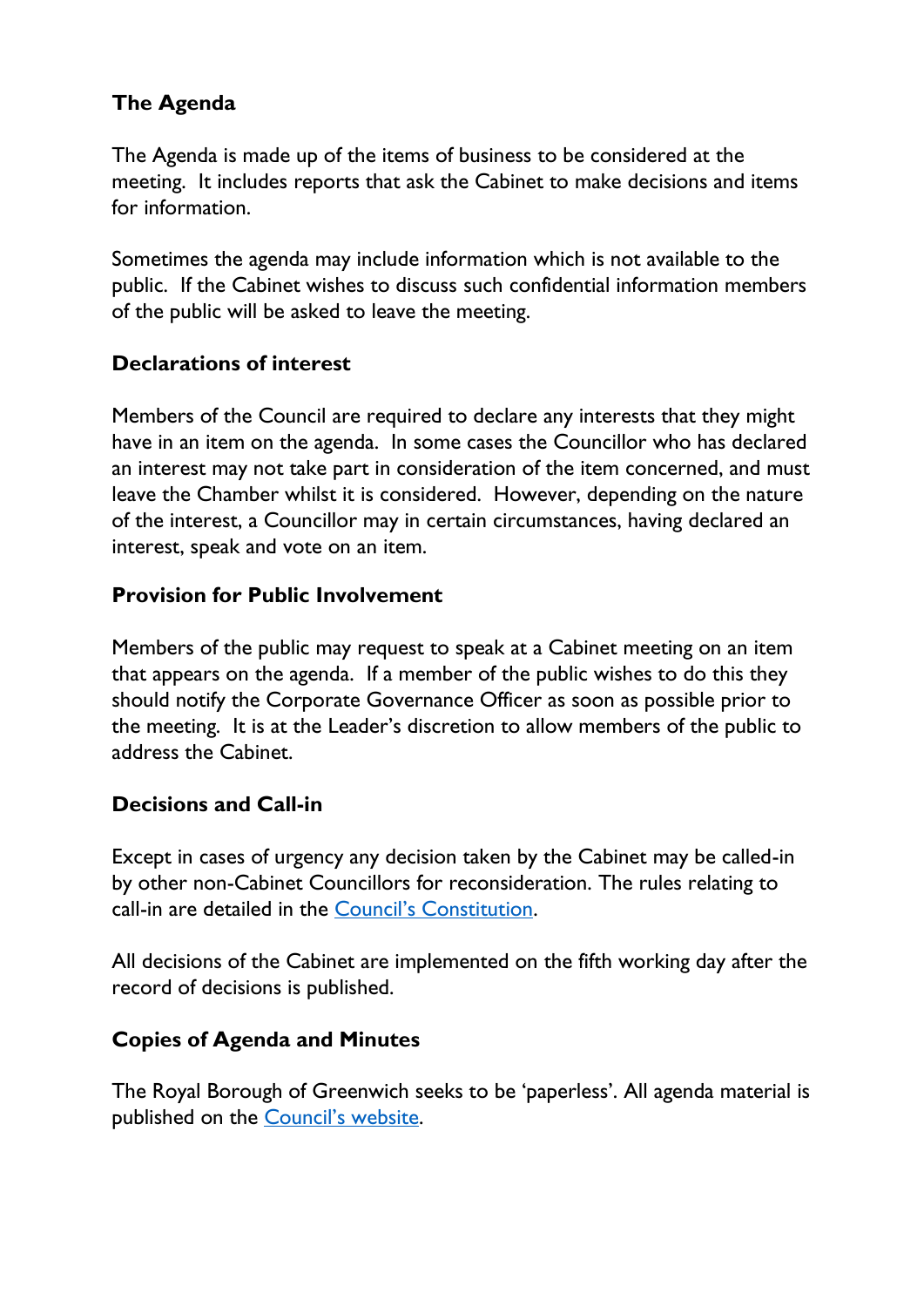## The Agenda

The Agenda is made up of the items of business to be considered at the meeting. It includes reports that ask the Cabinet to make decisions and items for information.

Sometimes the agenda may include information which is not available to the public. If the Cabinet wishes to discuss such confidential information members of the public will be asked to leave the meeting.

## Declarations of interest

Members of the Council are required to declare any interests that they might have in an item on the agenda. In some cases the Councillor who has declared an interest may not take part in consideration of the item concerned, and must leave the Chamber whilst it is considered. However, depending on the nature of the interest, a Councillor may in certain circumstances, having declared an interest, speak and vote on an item.

## Provision for Public Involvement

Members of the public may request to speak at a Cabinet meeting on an item that appears on the agenda. If a member of the public wishes to do this they should notify the Corporate Governance Officer as soon as possible prior to the meeting. It is at the Leader's discretion to allow members of the public to address the Cabinet.

## Decisions and Call-in

Except in cases of urgency any decision taken by the Cabinet may be called-in by other non-Cabinet Councillors for reconsideration. The rules relating to call-in are detailed in the Council's Constitution.

All decisions of the Cabinet are implemented on the fifth working day after the record of decisions is published.

## Copies of Agenda and Minutes

The Royal Borough of Greenwich seeks to be 'paperless'. All agenda material is published on the Council's website.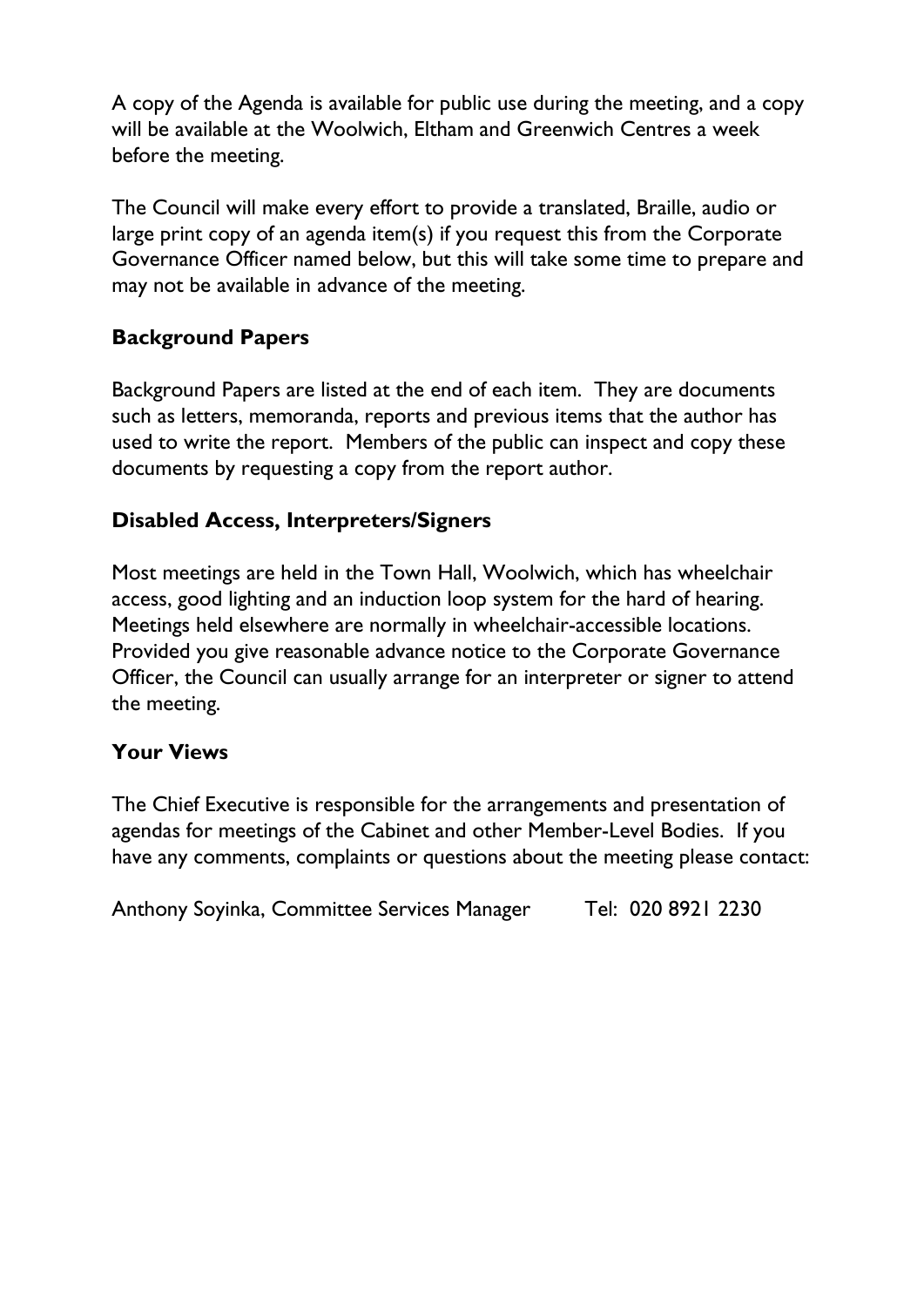A copy of the Agenda is available for public use during the meeting, and a copy will be available at the Woolwich, Eltham and Greenwich Centres a week before the meeting.

The Council will make every effort to provide a translated, Braille, audio or large print copy of an agenda item(s) if you request this from the Corporate Governance Officer named below, but this will take some time to prepare and may not be available in advance of the meeting.

**Background Papers**

Background Papers are listed at the end of each item. They are documents such as letters, memoranda, reports and previous items that the author has used to write the report. Members of the public can inspect and copy these documents by requesting a copy from the report author.

**Disabled Access, Interpreters/Signers**

Most meetings are held in the Town Hall, Woolwich, which has wheelchair access, good lighting and an induction loop system for the hard of hearing. Meetings held elsewhere are normally in wheelchair-accessible locations. Provided you give reasonable advance notice to the Corporate Governance Officer, the Council can usually arrange for an interpreter or signer to attend the meeting.

**Your Views**

The Chief Executive is responsible for the arrangements and presentation of agendas for meetings of the Cabinet and other Member-Level Bodies. If you have any comments, complaints or questions about the meeting please contact:

Anthony Soyinka, Committee Services Manager Tel: 020 8921 2230